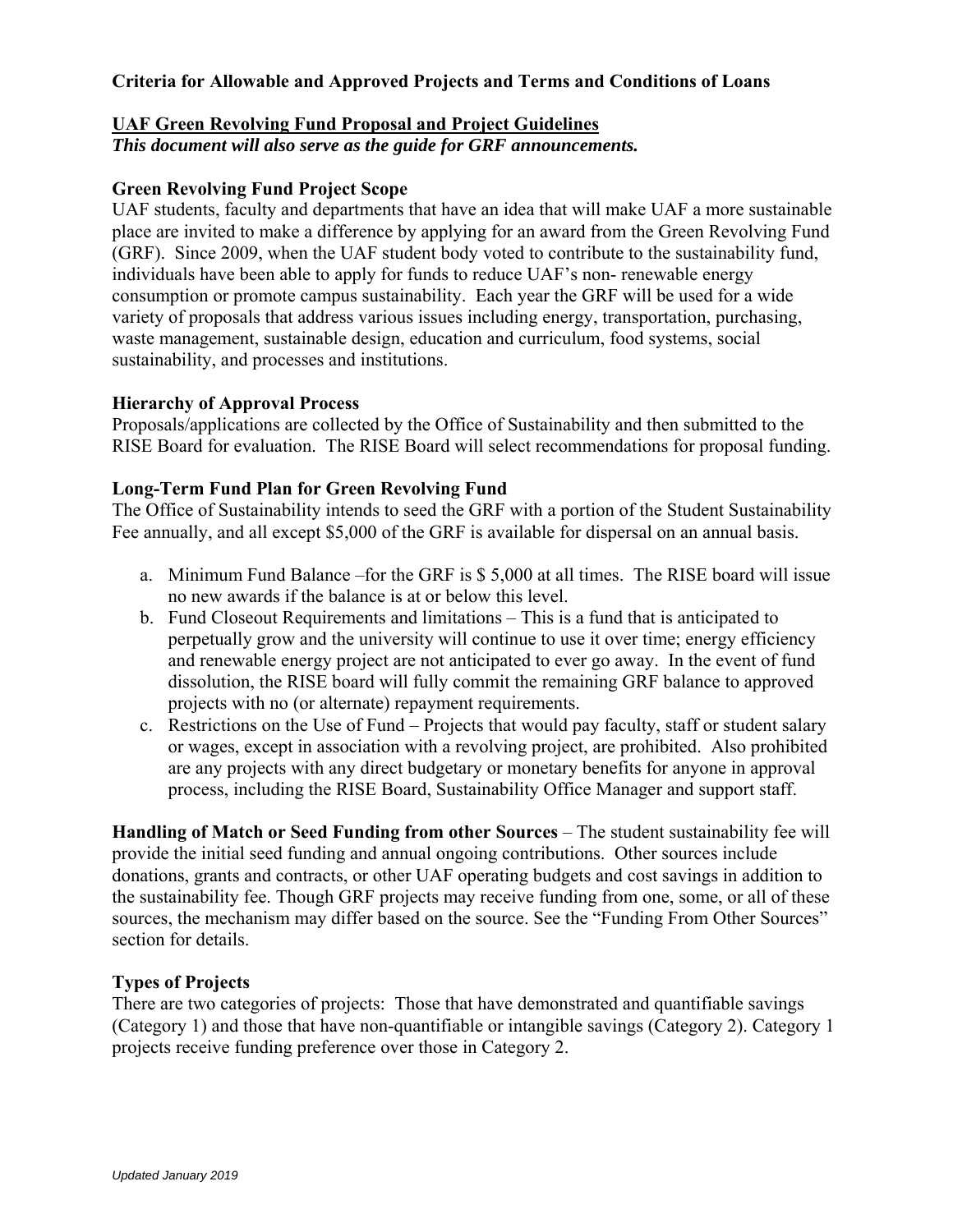**Criteria for Allowable and Approved Projects and Terms and Conditions of Loans**

## UAF Green Revolving Fund Proposal and Project Guidelines

***This document will also serve as the guide for GRF announcements.***

### Green Revolving Fund Project Scope

UAF students, faculty and departments that have an idea that will make UAF a more sustainable place are invited to make a difference by applying for an award from the Green Revolving Fund (GRF). Since 2009, when the UAF student body voted to contribute to the sustainability fund, individuals have been able to apply for funds to reduce UAF's non- renewable energy consumption or promote campus sustainability. Each year the GRF will be used for a wide variety of proposals that address various issues including energy, transportation, purchasing, waste management, sustainable design, education and curriculum, food systems, social sustainability, and processes and institutions.

### Hierarchy of Approval Process

Proposals/applications are collected by the Office of Sustainability and then submitted to the RISE Board for evaluation. The RISE Board will select recommendations for proposal funding.

### Long-Term Fund Plan for Green Revolving Fund

The Office of Sustainability intends to seed the GRF with a portion of the Student Sustainability Fee annually, and all except $5,000 of the GRF is available for dispersal on an annual basis.

a. Minimum Fund Balance –for the GRF is $ 5,000 at all times. The RISE board will issue no new awards if the balance is at or below this level.
b. Fund Closeout Requirements and limitations – This is a fund that is anticipated to perpetually grow and the university will continue to use it over time; energy efficiency and renewable energy project are not anticipated to ever go away. In the event of fund dissolution, the RISE board will fully commit the remaining GRF balance to approved projects with no (or alternate) repayment requirements.
c. Restrictions on the Use of Fund – Projects that would pay faculty, staff or student salary or wages, except in association with a revolving project, are prohibited. Also prohibited are any projects with any direct budgetary or monetary benefits for anyone in approval process, including the RISE Board, Sustainability Office Manager and support staff.

**Handling of Match or Seed Funding from other Sources** – The student sustainability fee will provide the initial seed funding and annual ongoing contributions. Other sources include donations, grants and contracts, or other UAF operating budgets and cost savings in addition to the sustainability fee. Though GRF projects may receive funding from one, some, or all of these sources, the mechanism may differ based on the source. See the "Funding From Other Sources" section for details.

### Types of Projects

There are two categories of projects: Those that have demonstrated and quantifiable savings (Category 1) and those that have non-quantifiable or intangible savings (Category 2). Category 1 projects receive funding preference over those in Category 2.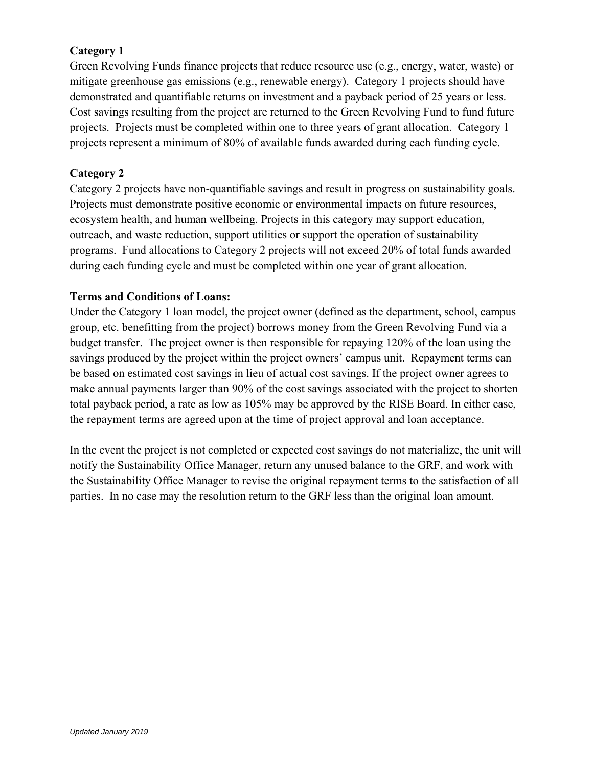**Category 1**

Green Revolving Funds finance projects that reduce resource use (e.g., energy, water, waste) or mitigate greenhouse gas emissions (e.g., renewable energy). Category 1 projects should have demonstrated and quantifiable returns on investment and a payback period of 25 years or less. Cost savings resulting from the project are returned to the Green Revolving Fund to fund future projects. Projects must be completed within one to three years of grant allocation. Category 1 projects represent a minimum of 80% of available funds awarded during each funding cycle.

**Category 2**

Category 2 projects have non-quantifiable savings and result in progress on sustainability goals. Projects must demonstrate positive economic or environmental impacts on future resources, ecosystem health, and human wellbeing. Projects in this category may support education, outreach, and waste reduction, support utilities or support the operation of sustainability programs. Fund allocations to Category 2 projects will not exceed 20% of total funds awarded during each funding cycle and must be completed within one year of grant allocation.

**Terms and Conditions of Loans:**

Under the Category 1 loan model, the project owner (defined as the department, school, campus group, etc. benefitting from the project) borrows money from the Green Revolving Fund via a budget transfer. The project owner is then responsible for repaying 120% of the loan using the savings produced by the project within the project owners' campus unit. Repayment terms can be based on estimated cost savings in lieu of actual cost savings. If the project owner agrees to make annual payments larger than 90% of the cost savings associated with the project to shorten total payback period, a rate as low as 105% may be approved by the RISE Board. In either case, the repayment terms are agreed upon at the time of project approval and loan acceptance.

In the event the project is not completed or expected cost savings do not materialize, the unit will notify the Sustainability Office Manager, return any unused balance to the GRF, and work with the Sustainability Office Manager to revise the original repayment terms to the satisfaction of all parties. In no case may the resolution return to the GRF less than the original loan amount.

*Updated January 2019*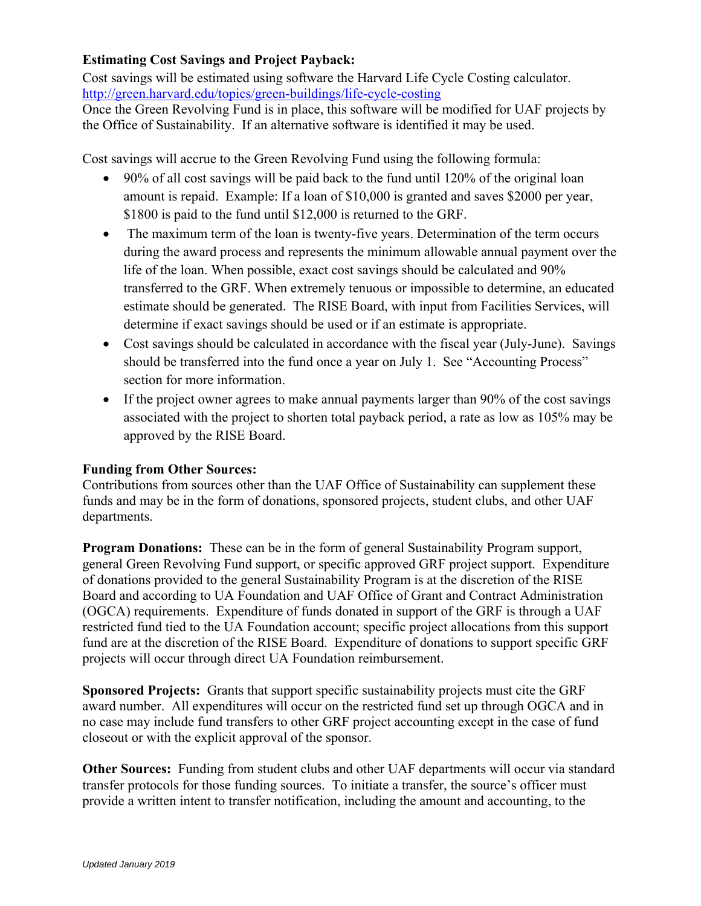**Estimating Cost Savings and Project Payback:**

Cost savings will be estimated using software the Harvard Life Cycle Costing calculator. http://green.harvard.edu/topics/green-buildings/life-cycle-costing

Once the Green Revolving Fund is in place, this software will be modified for UAF projects by the Office of Sustainability. If an alternative software is identified it may be used.

Cost savings will accrue to the Green Revolving Fund using the following formula:

- 90% of all cost savings will be paid back to the fund until 120% of the original loan amount is repaid. Example: If a loan of $10,000 is granted and saves $2000 per year, $1800 is paid to the fund until $12,000 is returned to the GRF.
- The maximum term of the loan is twenty-five years. Determination of the term occurs during the award process and represents the minimum allowable annual payment over the life of the loan. When possible, exact cost savings should be calculated and 90% transferred to the GRF. When extremely tenuous or impossible to determine, an educated estimate should be generated. The RISE Board, with input from Facilities Services, will determine if exact savings should be used or if an estimate is appropriate.
- Cost savings should be calculated in accordance with the fiscal year (July-June). Savings should be transferred into the fund once a year on July 1. See "Accounting Process" section for more information.
- If the project owner agrees to make annual payments larger than 90% of the cost savings associated with the project to shorten total payback period, a rate as low as 105% may be approved by the RISE Board.

**Funding from Other Sources:**

Contributions from sources other than the UAF Office of Sustainability can supplement these funds and may be in the form of donations, sponsored projects, student clubs, and other UAF departments.

**Program Donations:** These can be in the form of general Sustainability Program support, general Green Revolving Fund support, or specific approved GRF project support. Expenditure of donations provided to the general Sustainability Program is at the discretion of the RISE Board and according to UA Foundation and UAF Office of Grant and Contract Administration (OGCA) requirements. Expenditure of funds donated in support of the GRF is through a UAF restricted fund tied to the UA Foundation account; specific project allocations from this support fund are at the discretion of the RISE Board. Expenditure of donations to support specific GRF projects will occur through direct UA Foundation reimbursement.

**Sponsored Projects:** Grants that support specific sustainability projects must cite the GRF award number. All expenditures will occur on the restricted fund set up through OGCA and in no case may include fund transfers to other GRF project accounting except in the case of fund closeout or with the explicit approval of the sponsor.

**Other Sources:** Funding from student clubs and other UAF departments will occur via standard transfer protocols for those funding sources. To initiate a transfer, the source's officer must provide a written intent to transfer notification, including the amount and accounting, to the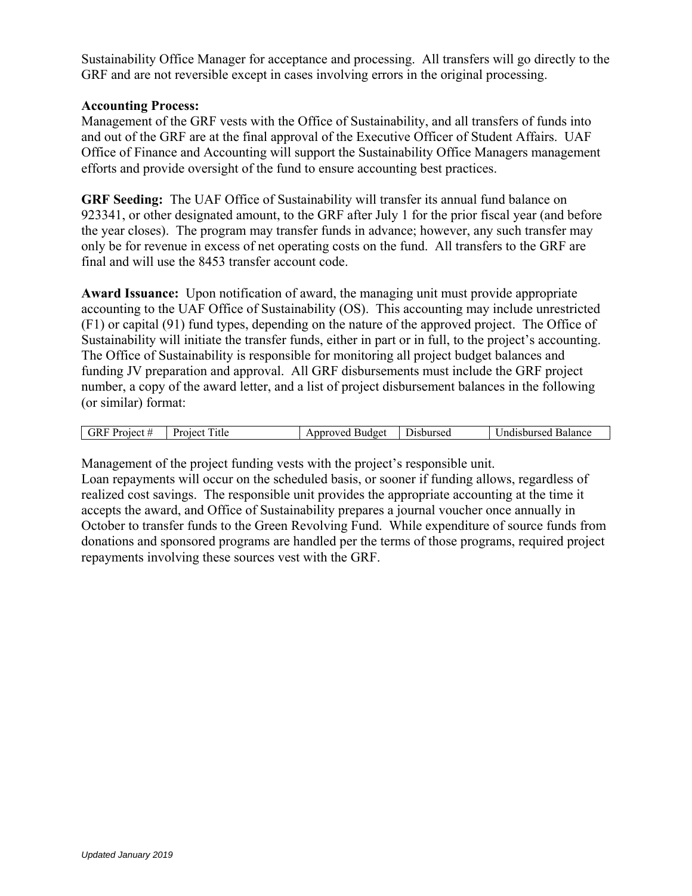Sustainability Office Manager for acceptance and processing. All transfers will go directly to the GRF and are not reversible except in cases involving errors in the original processing.

**Accounting Process:**
Management of the GRF vests with the Office of Sustainability, and all transfers of funds into and out of the GRF are at the final approval of the Executive Officer of Student Affairs. UAF Office of Finance and Accounting will support the Sustainability Office Managers management efforts and provide oversight of the fund to ensure accounting best practices.

**GRF Seeding:** The UAF Office of Sustainability will transfer its annual fund balance on 923341, or other designated amount, to the GRF after July 1 for the prior fiscal year (and before the year closes). The program may transfer funds in advance; however, any such transfer may only be for revenue in excess of net operating costs on the fund. All transfers to the GRF are final and will use the 8453 transfer account code.

**Award Issuance:** Upon notification of award, the managing unit must provide appropriate accounting to the UAF Office of Sustainability (OS). This accounting may include unrestricted (F1) or capital (91) fund types, depending on the nature of the approved project. The Office of Sustainability will initiate the transfer funds, either in part or in full, to the project's accounting. The Office of Sustainability is responsible for monitoring all project budget balances and funding JV preparation and approval. All GRF disbursements must include the GRF project number, a copy of the award letter, and a list of project disbursement balances in the following (or similar) format:

| GRF Project # | Project Title | Approved Budget | Disbursed | Undisbursed Balance |
|---|---|---|---|---|

Management of the project funding vests with the project's responsible unit.
Loan repayments will occur on the scheduled basis, or sooner if funding allows, regardless of realized cost savings. The responsible unit provides the appropriate accounting at the time it accepts the award, and Office of Sustainability prepares a journal voucher once annually in October to transfer funds to the Green Revolving Fund. While expenditure of source funds from donations and sponsored programs are handled per the terms of those programs, required project repayments involving these sources vest with the GRF.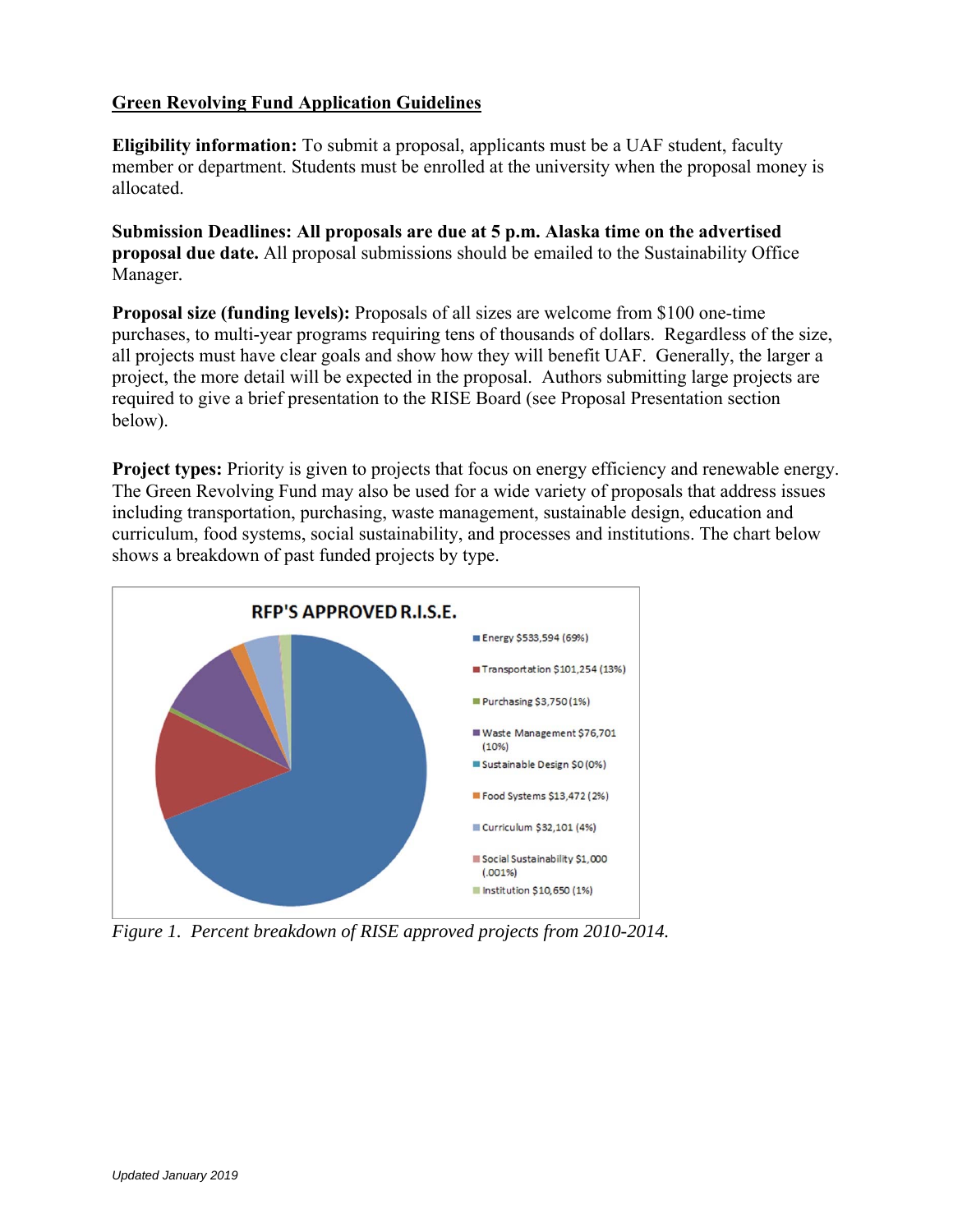## Green Revolving Fund Application Guidelines

**Eligibility information:** To submit a proposal, applicants must be a UAF student, faculty member or department. Students must be enrolled at the university when the proposal money is allocated.

**Submission Deadlines: All proposals are due at 5 p.m. Alaska time on the advertised proposal due date.** All proposal submissions should be emailed to the Sustainability Office Manager.

**Proposal size (funding levels):** Proposals of all sizes are welcome from $100 one-time purchases, to multi-year programs requiring tens of thousands of dollars. Regardless of the size, all projects must have clear goals and show how they will benefit UAF. Generally, the larger a project, the more detail will be expected in the proposal. Authors submitting large projects are required to give a brief presentation to the RISE Board (see Proposal Presentation section below).

**Project types:** Priority is given to projects that focus on energy efficiency and renewable energy. The Green Revolving Fund may also be used for a wide variety of proposals that address issues including transportation, purchasing, waste management, sustainable design, education and curriculum, food systems, social sustainability, and processes and institutions. The chart below shows a breakdown of past funded projects by type.

RFP'S APPROVED R.I.S.E.

- Energy $533,594 (69%)
- Transportation $101,254 (13%)
- Purchasing $3,750 (1%)
- Waste Management $76,701 (10%)
- Sustainable Design $0 (0%)
- Food Systems $13,472 (2%)
- Curriculum $32,101 (4%)
- Social Sustainability $1,000 (.001%)
- Institution $10,650 (1%)

*Figure 1. Percent breakdown of RISE approved projects from 2010-2014.*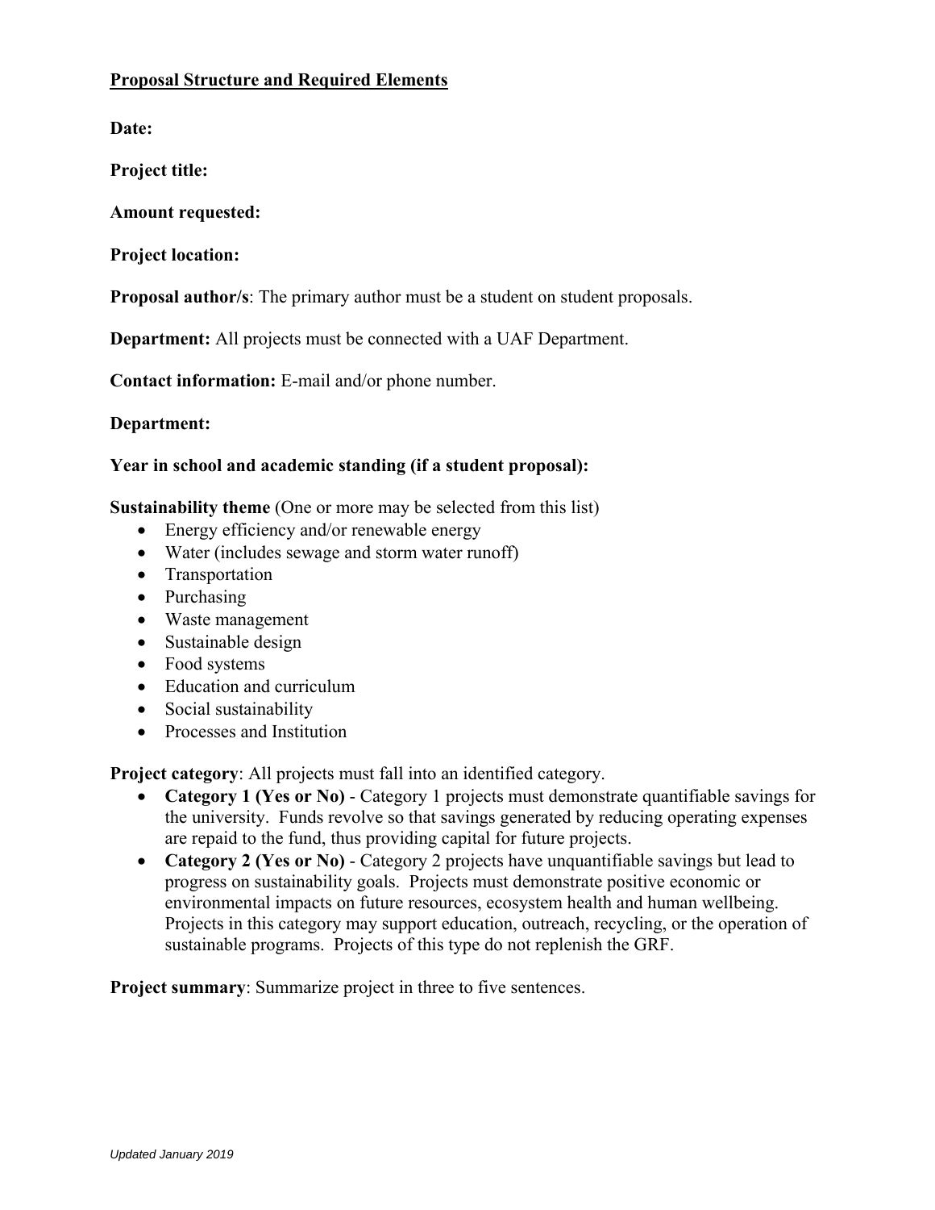**<u>Proposal Structure and Required Elements</u>**

**Date:**

**Project title:**

**Amount requested:**

**Project location:**

**Proposal author/s**: The primary author must be a student on student proposals.

**Department:** All projects must be connected with a UAF Department.

**Contact information:** E-mail and/or phone number.

**Department:**

**Year in school and academic standing (if a student proposal):**

**Sustainability theme** (One or more may be selected from this list)

- Energy efficiency and/or renewable energy
- Water (includes sewage and storm water runoff)
- Transportation
- Purchasing
- Waste management
- Sustainable design
- Food systems
- Education and curriculum
- Social sustainability
- Processes and Institution

**Project category**: All projects must fall into an identified category.

- **Category 1 (Yes or No)** - Category 1 projects must demonstrate quantifiable savings for the university. Funds revolve so that savings generated by reducing operating expenses are repaid to the fund, thus providing capital for future projects.
- **Category 2 (Yes or No)** - Category 2 projects have unquantifiable savings but lead to progress on sustainability goals. Projects must demonstrate positive economic or environmental impacts on future resources, ecosystem health and human wellbeing. Projects in this category may support education, outreach, recycling, or the operation of sustainable programs. Projects of this type do not replenish the GRF.

**Project summary**: Summarize project in three to five sentences.

*Updated January 2019*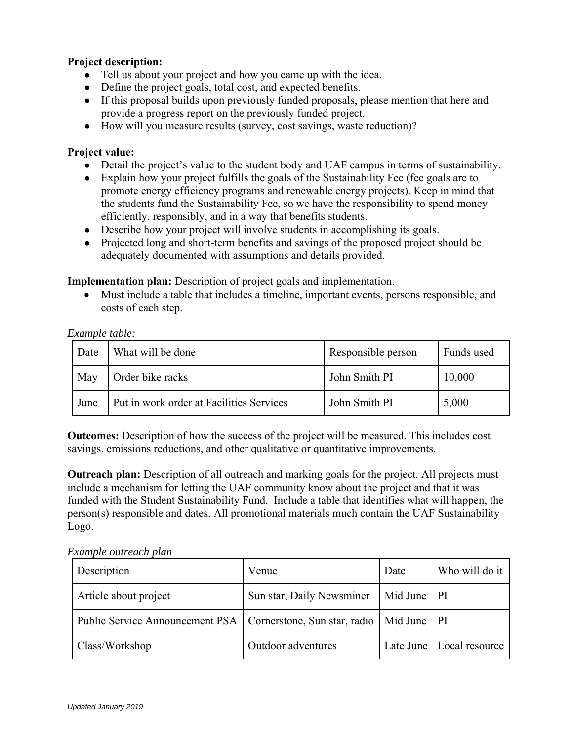**Project description:**

- Tell us about your project and how you came up with the idea.
- Define the project goals, total cost, and expected benefits.
- If this proposal builds upon previously funded proposals, please mention that here and provide a progress report on the previously funded project.
- How will you measure results (survey, cost savings, waste reduction)?

**Project value:**

- Detail the project's value to the student body and UAF campus in terms of sustainability.
- Explain how your project fulfills the goals of the Sustainability Fee (fee goals are to promote energy efficiency programs and renewable energy projects). Keep in mind that the students fund the Sustainability Fee, so we have the responsibility to spend money efficiently, responsibly, and in a way that benefits students.
- Describe how your project will involve students in accomplishing its goals.
- Projected long and short-term benefits and savings of the proposed project should be adequately documented with assumptions and details provided.

**Implementation plan:** Description of project goals and implementation.

- Must include a table that includes a timeline, important events, persons responsible, and costs of each step.

*Example table:*

| Date | What will be done | Responsible person | Funds used |
|---|---|---|---|
| May | Order bike racks | John Smith PI | 10,000 |
| June | Put in work order at Facilities Services | John Smith PI | 5,000 |

**Outcomes:** Description of how the success of the project will be measured. This includes cost savings, emissions reductions, and other qualitative or quantitative improvements.

**Outreach plan:** Description of all outreach and marking goals for the project. All projects must include a mechanism for letting the UAF community know about the project and that it was funded with the Student Sustainability Fund. Include a table that identifies what will happen, the person(s) responsible and dates. All promotional materials much contain the UAF Sustainability Logo.

*Example outreach plan*

| Description | Venue | Date | Who will do it |
|---|---|---|---|
| Article about project | Sun star, Daily Newsminer | Mid June | PI |
| Public Service Announcement PSA | Cornerstone, Sun star, radio | Mid June | PI |
| Class/Workshop | Outdoor adventures | Late June | Local resource |

*Updated January 2019*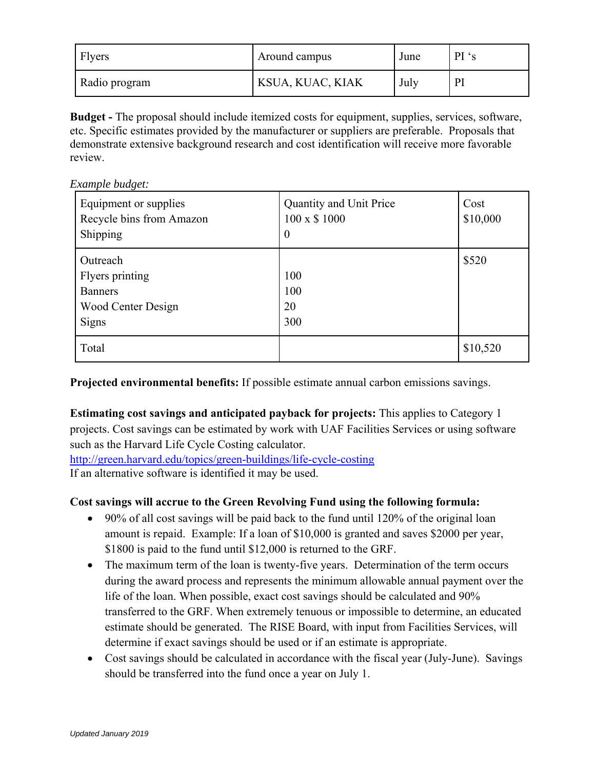| Flyers | Around campus | June | PI 's |
|---|---|---|---|
| Radio program | KSUA, KUAC, KIAK | July | PI |

**Budget -** The proposal should include itemized costs for equipment, supplies, services, software, etc. Specific estimates provided by the manufacturer or suppliers are preferable. Proposals that demonstrate extensive background research and cost identification will receive more favorable review.

*Example budget:*

| Equipment or supplies<br>Recycle bins from Amazon<br>Shipping | Quantity and Unit Price<br>100 x $ 1000<br>0 | Cost<br>$10,000 |
|---|---|---|
| Outreach<br>Flyers printing<br>Banners<br>Wood Center Design<br>Signs | <br>100<br>100<br>20<br>300 | $520 |
| Total | | $10,520 |

**Projected environmental benefits:** If possible estimate annual carbon emissions savings.

**Estimating cost savings and anticipated payback for projects:** This applies to Category 1 projects. Cost savings can be estimated by work with UAF Facilities Services or using software such as the Harvard Life Cycle Costing calculator.
http://green.harvard.edu/topics/green-buildings/life-cycle-costing
If an alternative software is identified it may be used.

**Cost savings will accrue to the Green Revolving Fund using the following formula:**

- 90% of all cost savings will be paid back to the fund until 120% of the original loan amount is repaid. Example: If a loan of $10,000 is granted and saves $2000 per year, $1800 is paid to the fund until $12,000 is returned to the GRF.
- The maximum term of the loan is twenty-five years. Determination of the term occurs during the award process and represents the minimum allowable annual payment over the life of the loan. When possible, exact cost savings should be calculated and 90% transferred to the GRF. When extremely tenuous or impossible to determine, an educated estimate should be generated. The RISE Board, with input from Facilities Services, will determine if exact savings should be used or if an estimate is appropriate.
- Cost savings should be calculated in accordance with the fiscal year (July-June). Savings should be transferred into the fund once a year on July 1.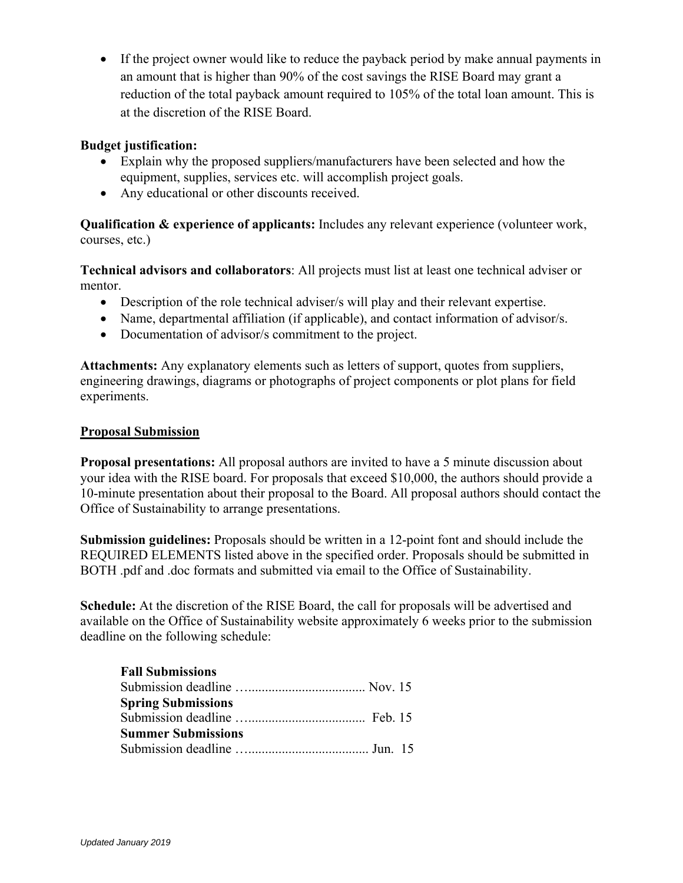- If the project owner would like to reduce the payback period by make annual payments in an amount that is higher than 90% of the cost savings the RISE Board may grant a reduction of the total payback amount required to 105% of the total loan amount. This is at the discretion of the RISE Board.

**Budget justification:**

- Explain why the proposed suppliers/manufacturers have been selected and how the equipment, supplies, services etc. will accomplish project goals.
- Any educational or other discounts received.

**Qualification & experience of applicants:** Includes any relevant experience (volunteer work, courses, etc.)

**Technical advisors and collaborators**: All projects must list at least one technical adviser or mentor.

- Description of the role technical adviser/s will play and their relevant expertise.
- Name, departmental affiliation (if applicable), and contact information of advisor/s.
- Documentation of advisor/s commitment to the project.

**Attachments:** Any explanatory elements such as letters of support, quotes from suppliers, engineering drawings, diagrams or photographs of project components or plot plans for field experiments.

## Proposal Submission

**Proposal presentations:** All proposal authors are invited to have a 5 minute discussion about your idea with the RISE board. For proposals that exceed $10,000, the authors should provide a 10-minute presentation about their proposal to the Board. All proposal authors should contact the Office of Sustainability to arrange presentations.

**Submission guidelines:** Proposals should be written in a 12-point font and should include the REQUIRED ELEMENTS listed above in the specified order. Proposals should be submitted in BOTH .pdf and .doc formats and submitted via email to the Office of Sustainability.

**Schedule:** At the discretion of the RISE Board, the call for proposals will be advertised and available on the Office of Sustainability website approximately 6 weeks prior to the submission deadline on the following schedule:

**Fall Submissions**
Submission deadline …................................. Nov. 15
**Spring Submissions**
Submission deadline ….................................. Feb. 15
**Summer Submissions**
Submission deadline …................................... Jun. 15

*Updated January 2019*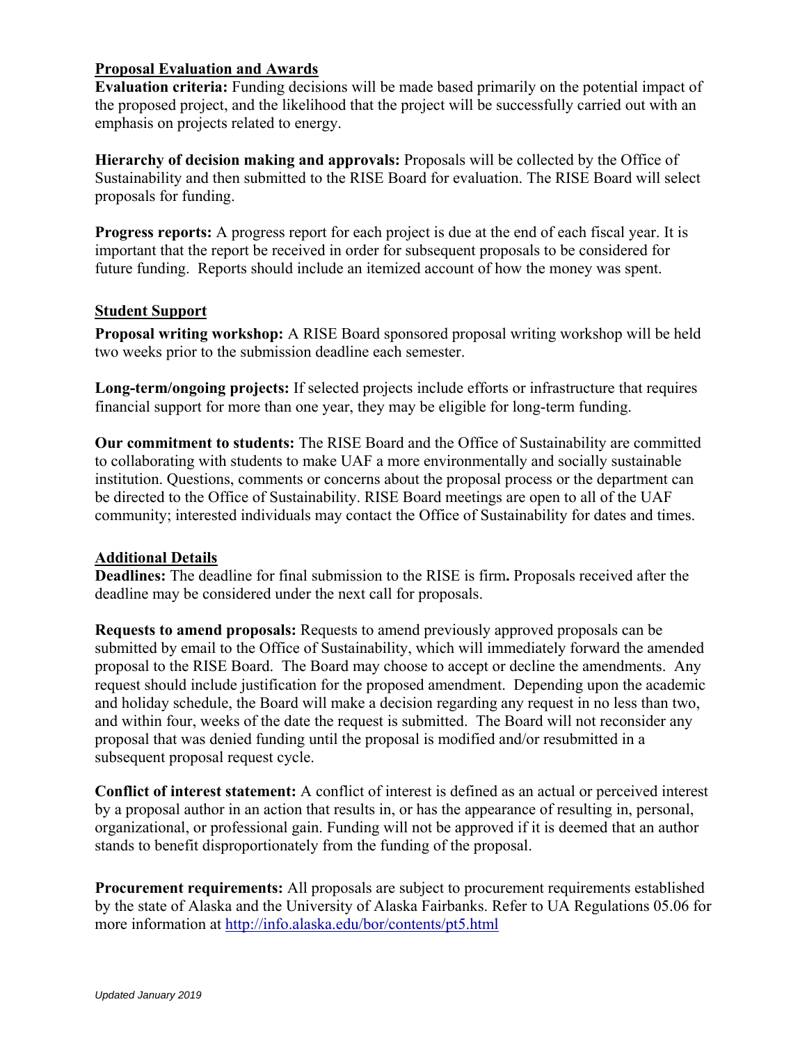**Proposal Evaluation and Awards**

**Evaluation criteria:** Funding decisions will be made based primarily on the potential impact of the proposed project, and the likelihood that the project will be successfully carried out with an emphasis on projects related to energy.

**Hierarchy of decision making and approvals:** Proposals will be collected by the Office of Sustainability and then submitted to the RISE Board for evaluation. The RISE Board will select proposals for funding.

**Progress reports:** A progress report for each project is due at the end of each fiscal year. It is important that the report be received in order for subsequent proposals to be considered for future funding. Reports should include an itemized account of how the money was spent.

**Student Support**

**Proposal writing workshop:** A RISE Board sponsored proposal writing workshop will be held two weeks prior to the submission deadline each semester.

**Long-term/ongoing projects:** If selected projects include efforts or infrastructure that requires financial support for more than one year, they may be eligible for long-term funding.

**Our commitment to students:** The RISE Board and the Office of Sustainability are committed to collaborating with students to make UAF a more environmentally and socially sustainable institution. Questions, comments or concerns about the proposal process or the department can be directed to the Office of Sustainability. RISE Board meetings are open to all of the UAF community; interested individuals may contact the Office of Sustainability for dates and times.

**Additional Details**

**Deadlines:** The deadline for final submission to the RISE is firm**.** Proposals received after the deadline may be considered under the next call for proposals.

**Requests to amend proposals:** Requests to amend previously approved proposals can be submitted by email to the Office of Sustainability, which will immediately forward the amended proposal to the RISE Board. The Board may choose to accept or decline the amendments. Any request should include justification for the proposed amendment. Depending upon the academic and holiday schedule, the Board will make a decision regarding any request in no less than two, and within four, weeks of the date the request is submitted. The Board will not reconsider any proposal that was denied funding until the proposal is modified and/or resubmitted in a subsequent proposal request cycle.

**Conflict of interest statement:** A conflict of interest is defined as an actual or perceived interest by a proposal author in an action that results in, or has the appearance of resulting in, personal, organizational, or professional gain. Funding will not be approved if it is deemed that an author stands to benefit disproportionately from the funding of the proposal.

**Procurement requirements:** All proposals are subject to procurement requirements established by the state of Alaska and the University of Alaska Fairbanks. Refer to UA Regulations 05.06 for more information at http://info.alaska.edu/bor/contents/pt5.html

*Updated January 2019*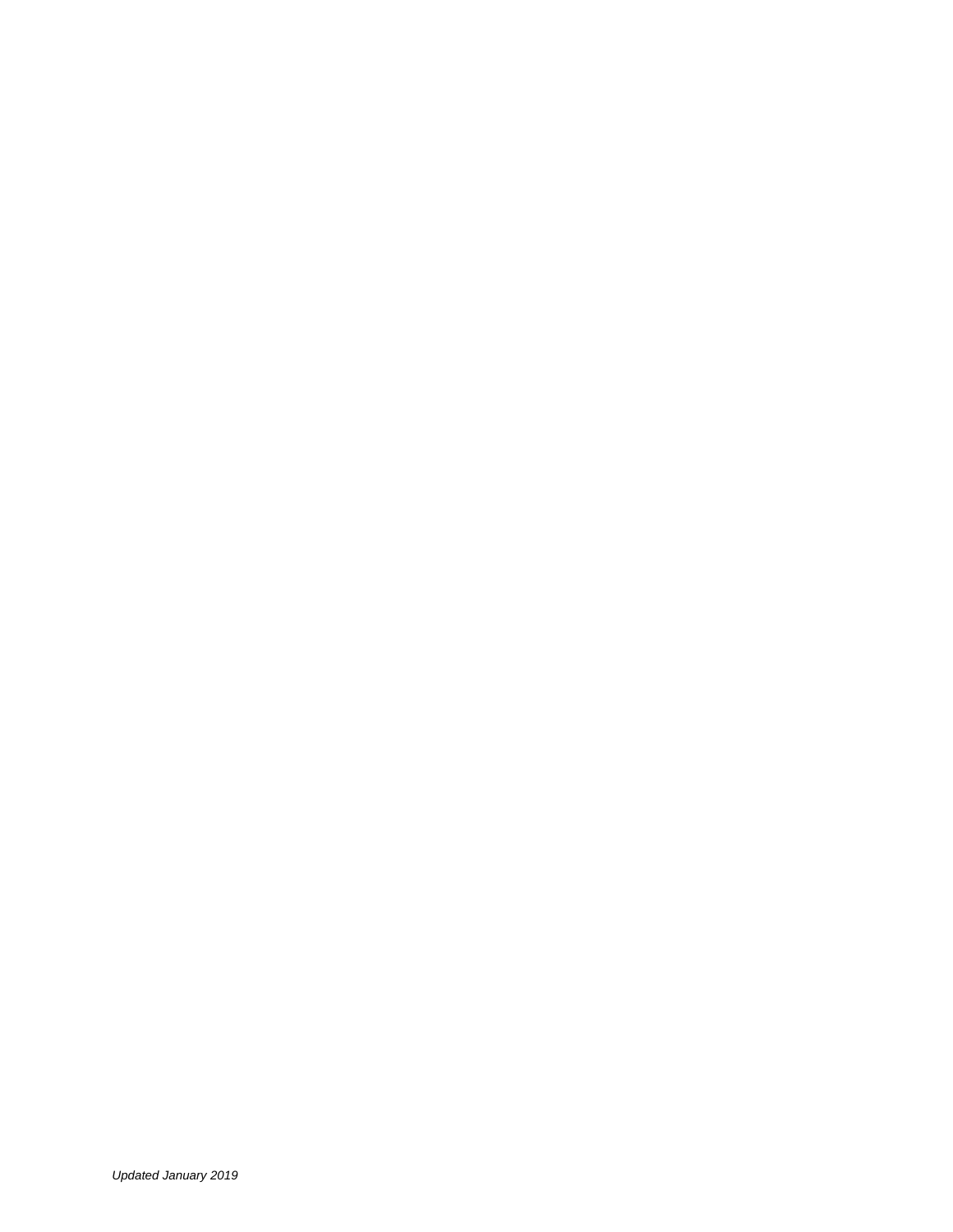*Updated January 2019*